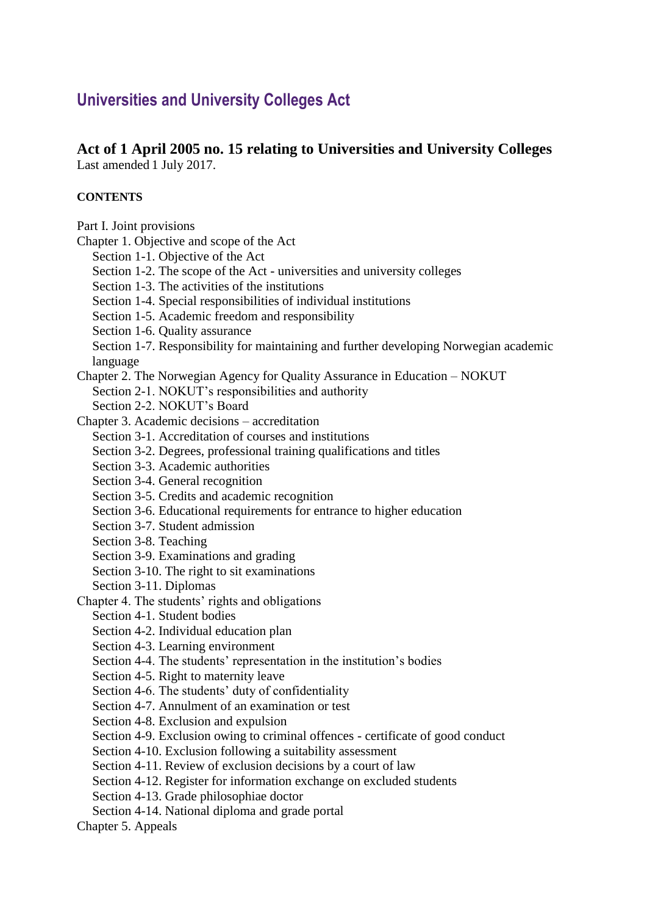# Universities and University Colleges Act

## Act of 1 April 2005 no. 15 relating to Universities and University Colleges

Last amended 1 July 2017.

**CONTENTS**

Part I. Joint provisions

Chapter 1. Objective and scope of the Act

- Section 1-1. Objective of the Act
- Section 1-2. The scope of the Act - universities and university colleges
- Section 1-3. The activities of the institutions
- Section 1-4. Special responsibilities of individual institutions
- Section 1-5. Academic freedom and responsibility
- Section 1-6. Quality assurance
- Section 1-7. Responsibility for maintaining and further developing Norwegian academic language

Chapter 2. The Norwegian Agency for Quality Assurance in Education – NOKUT

- Section 2-1. NOKUT's responsibilities and authority
- Section 2-2. NOKUT's Board

Chapter 3. Academic decisions – accreditation

- Section 3-1. Accreditation of courses and institutions
- Section 3-2. Degrees, professional training qualifications and titles
- Section 3-3. Academic authorities
- Section 3-4. General recognition
- Section 3-5. Credits and academic recognition
- Section 3-6. Educational requirements for entrance to higher education
- Section 3-7. Student admission
- Section 3-8. Teaching
- Section 3-9. Examinations and grading
- Section 3-10. The right to sit examinations
- Section 3-11. Diplomas

Chapter 4. The students' rights and obligations

- Section 4-1. Student bodies
- Section 4-2. Individual education plan
- Section 4-3. Learning environment
- Section 4-4. The students' representation in the institution's bodies
- Section 4-5. Right to maternity leave
- Section 4-6. The students' duty of confidentiality
- Section 4-7. Annulment of an examination or test
- Section 4-8. Exclusion and expulsion
- Section 4-9. Exclusion owing to criminal offences - certificate of good conduct
- Section 4-10. Exclusion following a suitability assessment
- Section 4-11. Review of exclusion decisions by a court of law
- Section 4-12. Register for information exchange on excluded students
- Section 4-13. Grade philosophiae doctor
- Section 4-14. National diploma and grade portal

Chapter 5. Appeals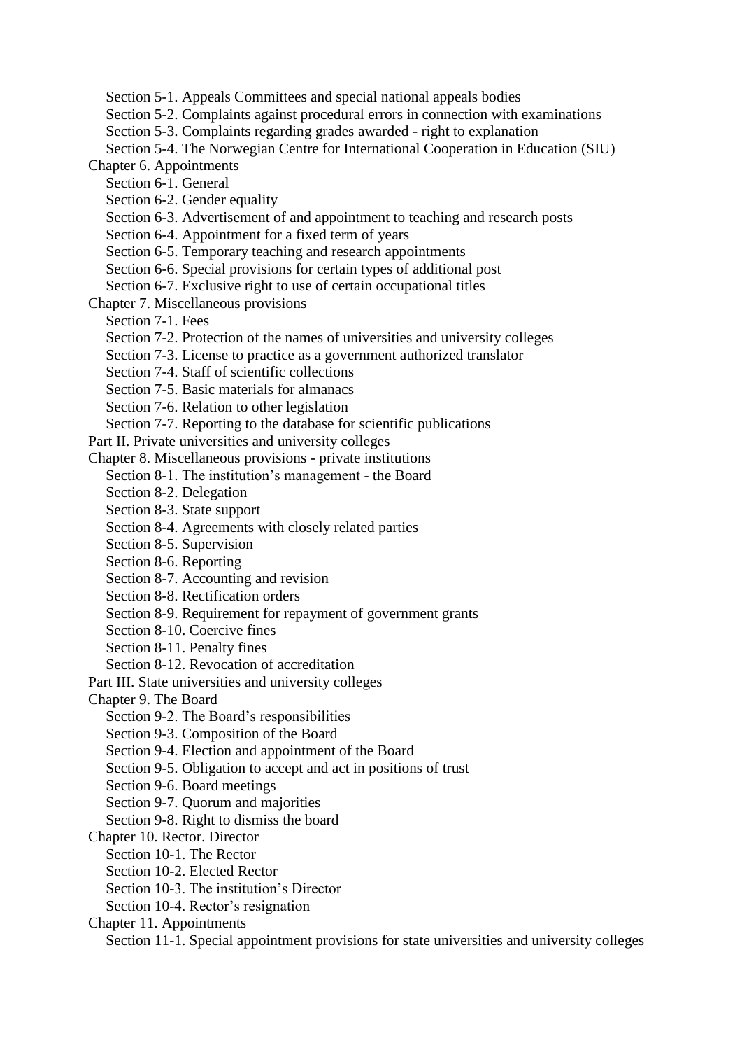Section 5-1. Appeals Committees and special national appeals bodies
Section 5-2. Complaints against procedural errors in connection with examinations
Section 5-3. Complaints regarding grades awarded - right to explanation
Section 5-4. The Norwegian Centre for International Cooperation in Education (SIU)

Chapter 6. Appointments

Section 6-1. General
Section 6-2. Gender equality
Section 6-3. Advertisement of and appointment to teaching and research posts
Section 6-4. Appointment for a fixed term of years
Section 6-5. Temporary teaching and research appointments
Section 6-6. Special provisions for certain types of additional post
Section 6-7. Exclusive right to use of certain occupational titles

Chapter 7. Miscellaneous provisions

Section 7-1. Fees
Section 7-2. Protection of the names of universities and university colleges
Section 7-3. License to practice as a government authorized translator
Section 7-4. Staff of scientific collections
Section 7-5. Basic materials for almanacs
Section 7-6. Relation to other legislation
Section 7-7. Reporting to the database for scientific publications

Part II. Private universities and university colleges

Chapter 8. Miscellaneous provisions - private institutions

Section 8-1. The institution’s management - the Board
Section 8-2. Delegation
Section 8-3. State support
Section 8-4. Agreements with closely related parties
Section 8-5. Supervision
Section 8-6. Reporting
Section 8-7. Accounting and revision
Section 8-8. Rectification orders
Section 8-9. Requirement for repayment of government grants
Section 8-10. Coercive fines
Section 8-11. Penalty fines
Section 8-12. Revocation of accreditation

Part III. State universities and university colleges

Chapter 9. The Board

Section 9-2. The Board’s responsibilities
Section 9-3. Composition of the Board
Section 9-4. Election and appointment of the Board
Section 9-5. Obligation to accept and act in positions of trust
Section 9-6. Board meetings
Section 9-7. Quorum and majorities
Section 9-8. Right to dismiss the board

Chapter 10. Rector. Director

Section 10-1. The Rector
Section 10-2. Elected Rector
Section 10-3. The institution’s Director
Section 10-4. Rector’s resignation

Chapter 11. Appointments

Section 11-1. Special appointment provisions for state universities and university colleges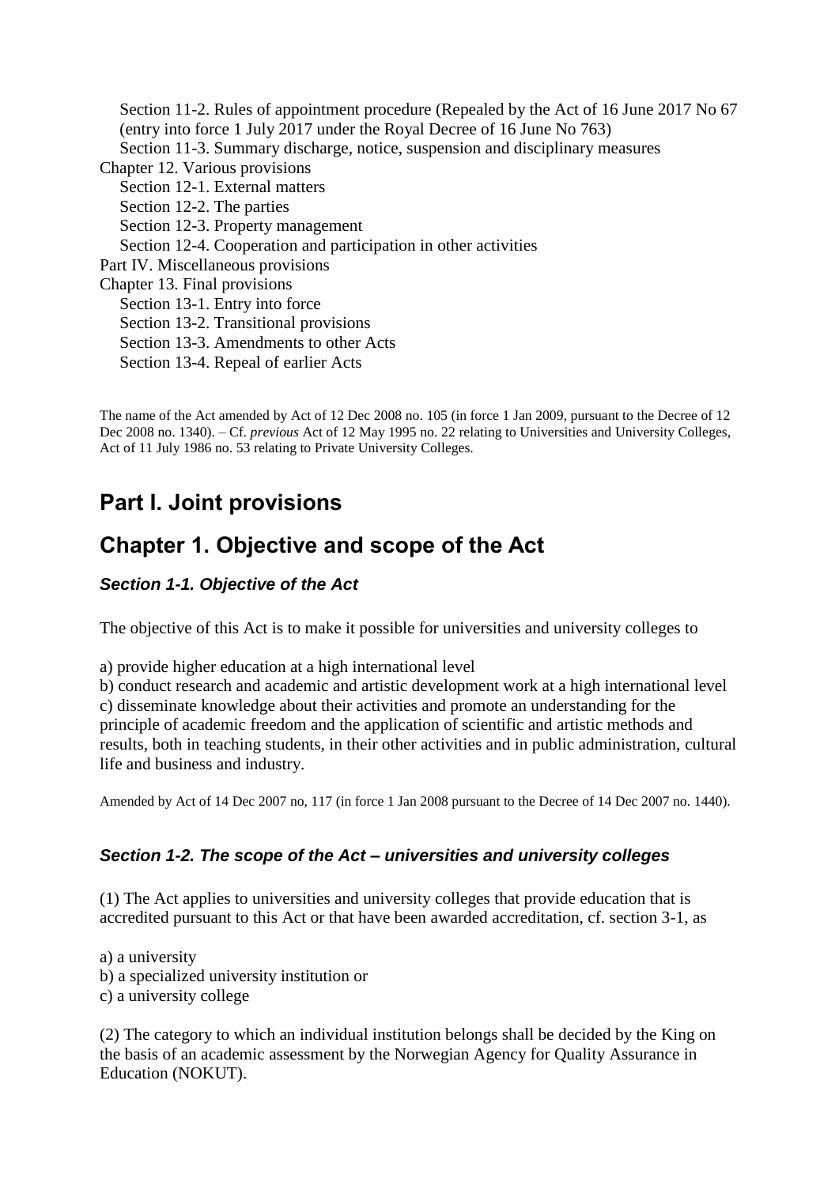Section 11-2. Rules of appointment procedure (Repealed by the Act of 16 June 2017 No 67 (entry into force 1 July 2017 under the Royal Decree of 16 June No 763)
Section 11-3. Summary discharge, notice, suspension and disciplinary measures
Chapter 12. Various provisions
Section 12-1. External matters
Section 12-2. The parties
Section 12-3. Property management
Section 12-4. Cooperation and participation in other activities
Part IV. Miscellaneous provisions
Chapter 13. Final provisions
Section 13-1. Entry into force
Section 13-2. Transitional provisions
Section 13-3. Amendments to other Acts
Section 13-4. Repeal of earlier Acts

The name of the Act amended by Act of 12 Dec 2008 no. 105 (in force 1 Jan 2009, pursuant to the Decree of 12 Dec 2008 no. 1340). – Cf. *previous* Act of 12 May 1995 no. 22 relating to Universities and University Colleges, Act of 11 July 1986 no. 53 relating to Private University Colleges.

# Part I. Joint provisions

## Chapter 1. Objective and scope of the Act

### *Section 1-1. Objective of the Act*

The objective of this Act is to make it possible for universities and university colleges to

a) provide higher education at a high international level
b) conduct research and academic and artistic development work at a high international level
c) disseminate knowledge about their activities and promote an understanding for the principle of academic freedom and the application of scientific and artistic methods and results, both in teaching students, in their other activities and in public administration, cultural life and business and industry.

Amended by Act of 14 Dec 2007 no, 117 (in force 1 Jan 2008 pursuant to the Decree of 14 Dec 2007 no. 1440).

### *Section 1-2. The scope of the Act – universities and university colleges*

(1) The Act applies to universities and university colleges that provide education that is accredited pursuant to this Act or that have been awarded accreditation, cf. section 3-1, as

a) a university
b) a specialized university institution or
c) a university college

(2) The category to which an individual institution belongs shall be decided by the King on the basis of an academic assessment by the Norwegian Agency for Quality Assurance in Education (NOKUT).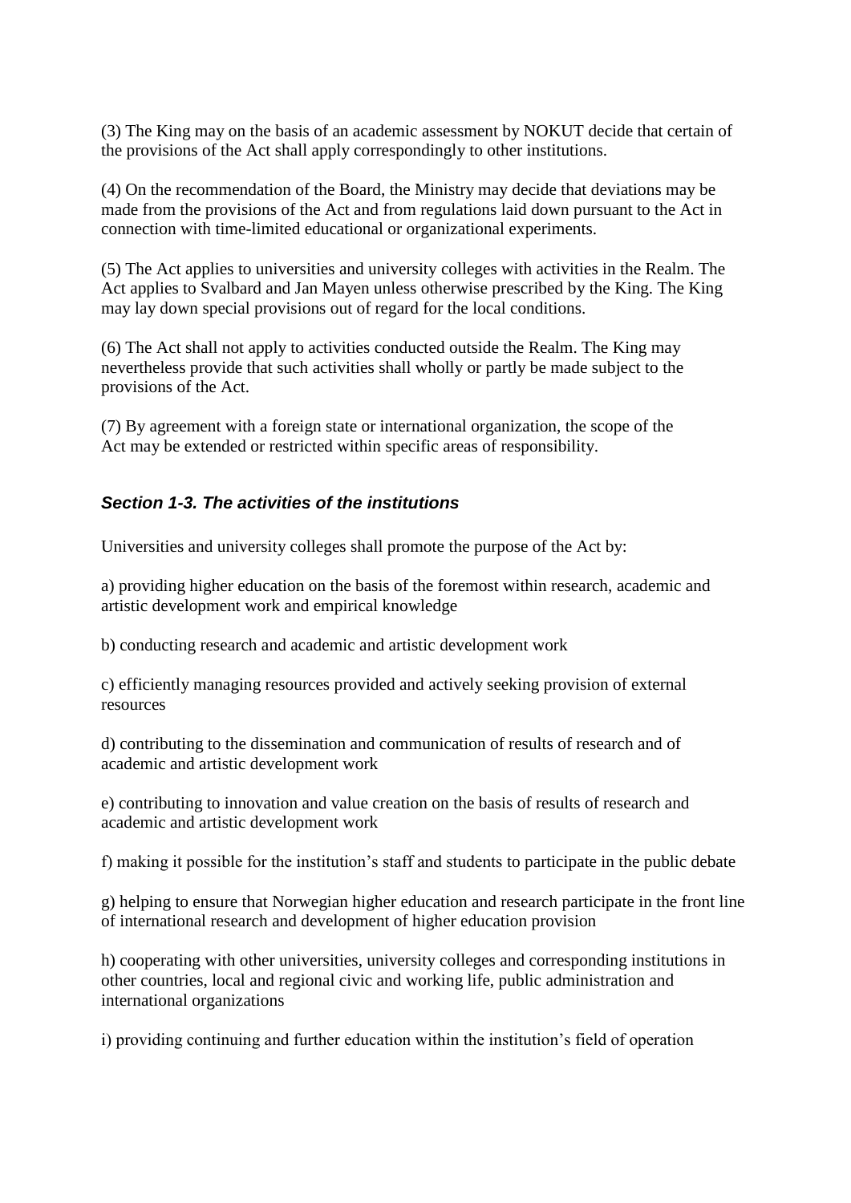(3) The King may on the basis of an academic assessment by NOKUT decide that certain of the provisions of the Act shall apply correspondingly to other institutions.

(4) On the recommendation of the Board, the Ministry may decide that deviations may be made from the provisions of the Act and from regulations laid down pursuant to the Act in connection with time-limited educational or organizational experiments.

(5) The Act applies to universities and university colleges with activities in the Realm. The Act applies to Svalbard and Jan Mayen unless otherwise prescribed by the King. The King may lay down special provisions out of regard for the local conditions.

(6) The Act shall not apply to activities conducted outside the Realm. The King may nevertheless provide that such activities shall wholly or partly be made subject to the provisions of the Act.

(7) By agreement with a foreign state or international organization, the scope of the Act may be extended or restricted within specific areas of responsibility.

### *Section 1-3. The activities of the institutions*

Universities and university colleges shall promote the purpose of the Act by:

a) providing higher education on the basis of the foremost within research, academic and artistic development work and empirical knowledge

b) conducting research and academic and artistic development work

c) efficiently managing resources provided and actively seeking provision of external resources

d) contributing to the dissemination and communication of results of research and of academic and artistic development work

e) contributing to innovation and value creation on the basis of results of research and academic and artistic development work

f) making it possible for the institution's staff and students to participate in the public debate

g) helping to ensure that Norwegian higher education and research participate in the front line of international research and development of higher education provision

h) cooperating with other universities, university colleges and corresponding institutions in other countries, local and regional civic and working life, public administration and international organizations

i) providing continuing and further education within the institution's field of operation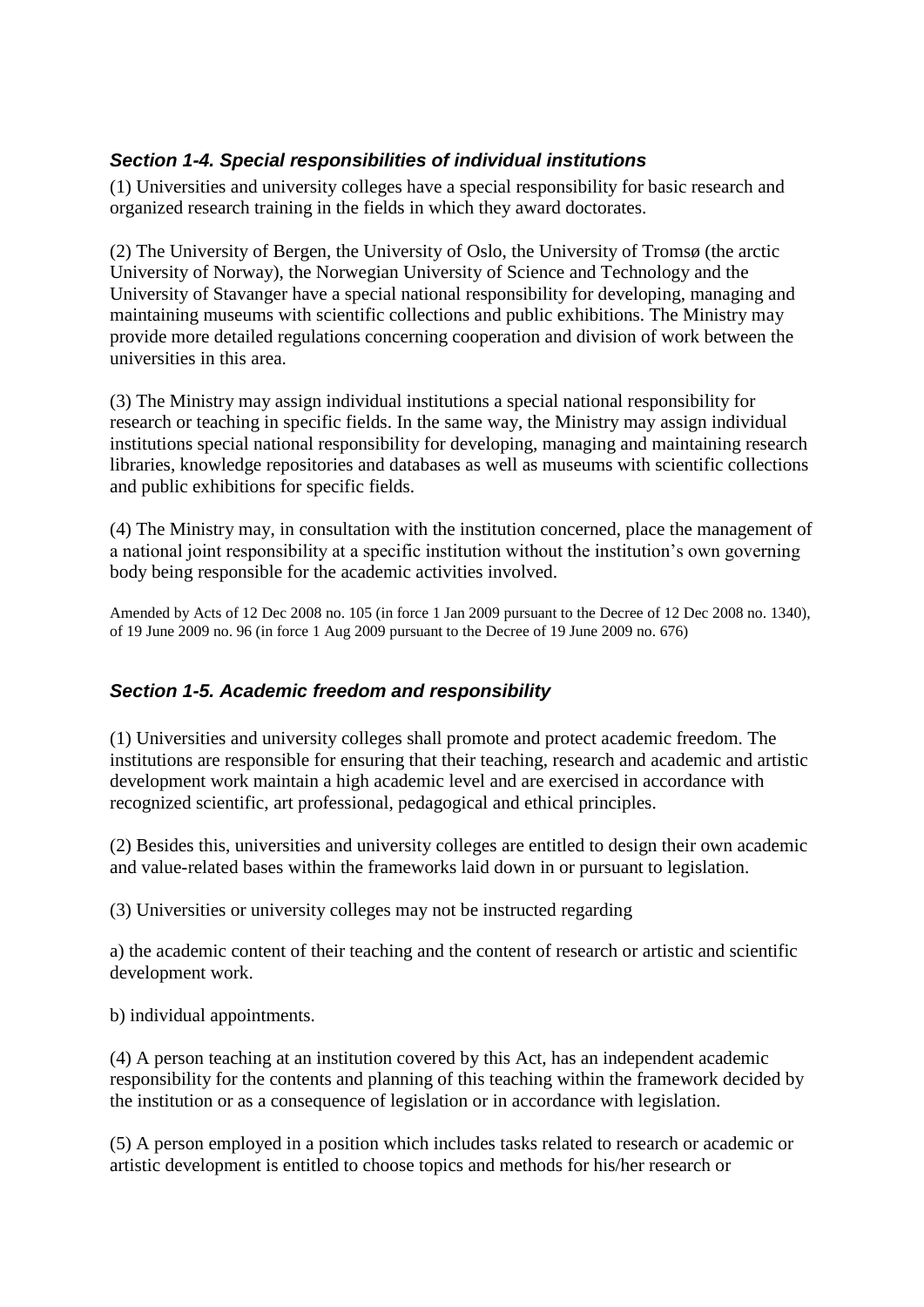### *Section 1-4. Special responsibilities of individual institutions*

(1) Universities and university colleges have a special responsibility for basic research and organized research training in the fields in which they award doctorates.

(2) The University of Bergen, the University of Oslo, the University of Tromsø (the arctic University of Norway), the Norwegian University of Science and Technology and the University of Stavanger have a special national responsibility for developing, managing and maintaining museums with scientific collections and public exhibitions. The Ministry may provide more detailed regulations concerning cooperation and division of work between the universities in this area.

(3) The Ministry may assign individual institutions a special national responsibility for research or teaching in specific fields. In the same way, the Ministry may assign individual institutions special national responsibility for developing, managing and maintaining research libraries, knowledge repositories and databases as well as museums with scientific collections and public exhibitions for specific fields.

(4) The Ministry may, in consultation with the institution concerned, place the management of a national joint responsibility at a specific institution without the institution's own governing body being responsible for the academic activities involved.

Amended by Acts of 12 Dec 2008 no. 105 (in force 1 Jan 2009 pursuant to the Decree of 12 Dec 2008 no. 1340), of 19 June 2009 no. 96 (in force 1 Aug 2009 pursuant to the Decree of 19 June 2009 no. 676)

### *Section 1-5. Academic freedom and responsibility*

(1) Universities and university colleges shall promote and protect academic freedom. The institutions are responsible for ensuring that their teaching, research and academic and artistic development work maintain a high academic level and are exercised in accordance with recognized scientific, art professional, pedagogical and ethical principles.

(2) Besides this, universities and university colleges are entitled to design their own academic and value-related bases within the frameworks laid down in or pursuant to legislation.

(3) Universities or university colleges may not be instructed regarding

a) the academic content of their teaching and the content of research or artistic and scientific development work.

b) individual appointments.

(4) A person teaching at an institution covered by this Act, has an independent academic responsibility for the contents and planning of this teaching within the framework decided by the institution or as a consequence of legislation or in accordance with legislation.

(5) A person employed in a position which includes tasks related to research or academic or artistic development is entitled to choose topics and methods for his/her research or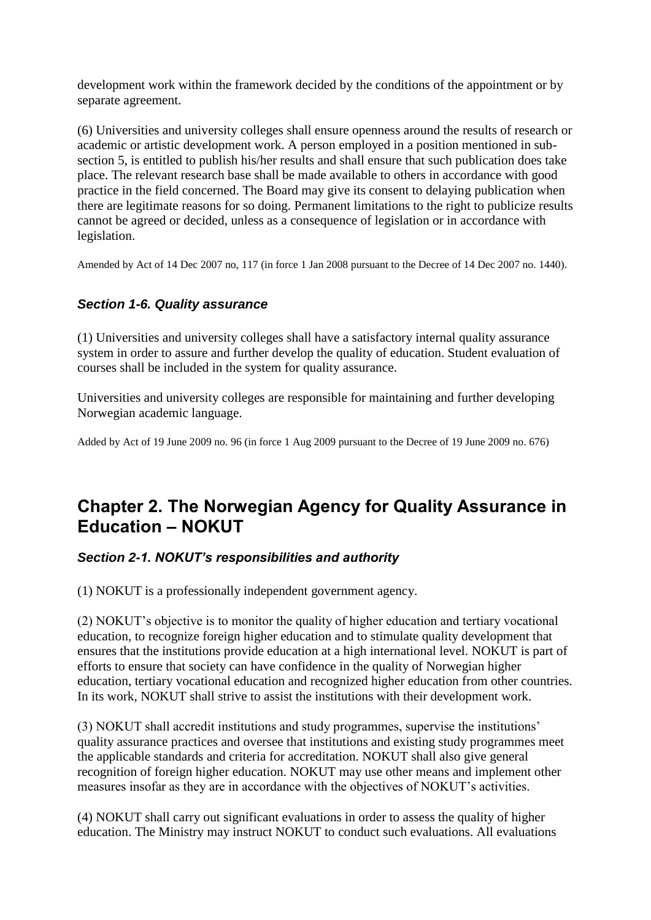development work within the framework decided by the conditions of the appointment or by separate agreement.

(6) Universities and university colleges shall ensure openness around the results of research or academic or artistic development work. A person employed in a position mentioned in sub-section 5, is entitled to publish his/her results and shall ensure that such publication does take place. The relevant research base shall be made available to others in accordance with good practice in the field concerned. The Board may give its consent to delaying publication when there are legitimate reasons for so doing. Permanent limitations to the right to publicize results cannot be agreed or decided, unless as a consequence of legislation or in accordance with legislation.

Amended by Act of 14 Dec 2007 no, 117 (in force 1 Jan 2008 pursuant to the Decree of 14 Dec 2007 no. 1440).

### *Section 1-6. Quality assurance*

(1) Universities and university colleges shall have a satisfactory internal quality assurance system in order to assure and further develop the quality of education. Student evaluation of courses shall be included in the system for quality assurance.

Universities and university colleges are responsible for maintaining and further developing Norwegian academic language.

Added by Act of 19 June 2009 no. 96 (in force 1 Aug 2009 pursuant to the Decree of 19 June 2009 no. 676)

## Chapter 2. The Norwegian Agency for Quality Assurance in Education – NOKUT

### *Section 2-1. NOKUT's responsibilities and authority*

(1) NOKUT is a professionally independent government agency.

(2) NOKUT's objective is to monitor the quality of higher education and tertiary vocational education, to recognize foreign higher education and to stimulate quality development that ensures that the institutions provide education at a high international level. NOKUT is part of efforts to ensure that society can have confidence in the quality of Norwegian higher education, tertiary vocational education and recognized higher education from other countries. In its work, NOKUT shall strive to assist the institutions with their development work.

(3) NOKUT shall accredit institutions and study programmes, supervise the institutions' quality assurance practices and oversee that institutions and existing study programmes meet the applicable standards and criteria for accreditation. NOKUT shall also give general recognition of foreign higher education. NOKUT may use other means and implement other measures insofar as they are in accordance with the objectives of NOKUT's activities.

(4) NOKUT shall carry out significant evaluations in order to assess the quality of higher education. The Ministry may instruct NOKUT to conduct such evaluations. All evaluations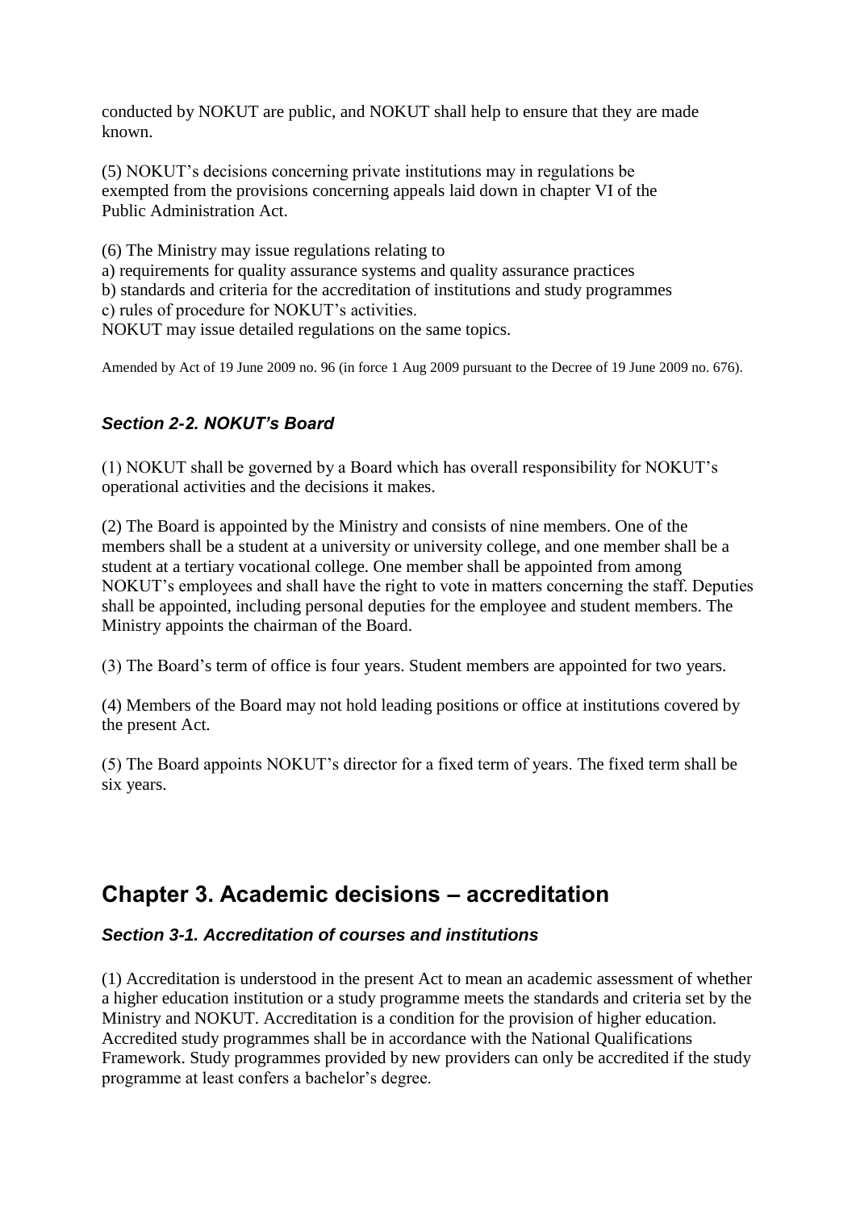conducted by NOKUT are public, and NOKUT shall help to ensure that they are made known.

(5) NOKUT's decisions concerning private institutions may in regulations be exempted from the provisions concerning appeals laid down in chapter VI of the Public Administration Act.

(6) The Ministry may issue regulations relating to
a) requirements for quality assurance systems and quality assurance practices
b) standards and criteria for the accreditation of institutions and study programmes
c) rules of procedure for NOKUT's activities.
NOKUT may issue detailed regulations on the same topics.

Amended by Act of 19 June 2009 no. 96 (in force 1 Aug 2009 pursuant to the Decree of 19 June 2009 no. 676).

### *Section 2-2. NOKUT's Board*

(1) NOKUT shall be governed by a Board which has overall responsibility for NOKUT's operational activities and the decisions it makes.

(2) The Board is appointed by the Ministry and consists of nine members. One of the members shall be a student at a university or university college, and one member shall be a student at a tertiary vocational college. One member shall be appointed from among NOKUT's employees and shall have the right to vote in matters concerning the staff. Deputies shall be appointed, including personal deputies for the employee and student members. The Ministry appoints the chairman of the Board.

(3) The Board's term of office is four years. Student members are appointed for two years.

(4) Members of the Board may not hold leading positions or office at institutions covered by the present Act.

(5) The Board appoints NOKUT's director for a fixed term of years. The fixed term shall be six years.

## Chapter 3. Academic decisions – accreditation

### *Section 3-1. Accreditation of courses and institutions*

(1) Accreditation is understood in the present Act to mean an academic assessment of whether a higher education institution or a study programme meets the standards and criteria set by the Ministry and NOKUT. Accreditation is a condition for the provision of higher education. Accredited study programmes shall be in accordance with the National Qualifications Framework. Study programmes provided by new providers can only be accredited if the study programme at least confers a bachelor's degree.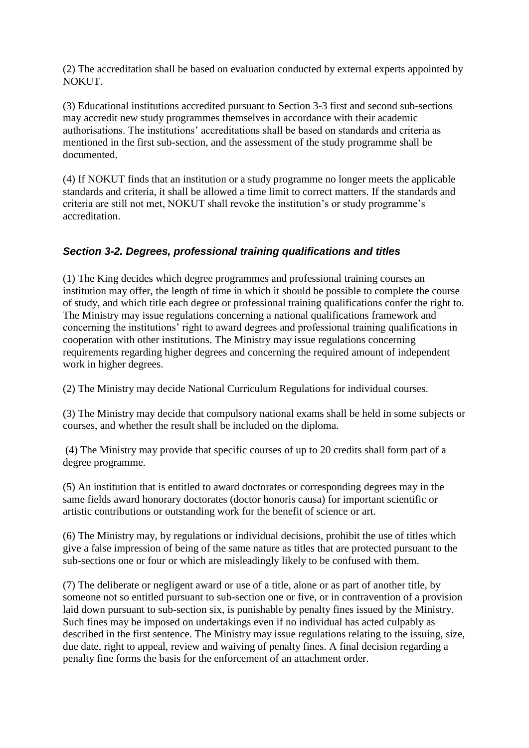(2) The accreditation shall be based on evaluation conducted by external experts appointed by NOKUT.

(3) Educational institutions accredited pursuant to Section 3-3 first and second sub-sections may accredit new study programmes themselves in accordance with their academic authorisations. The institutions' accreditations shall be based on standards and criteria as mentioned in the first sub-section, and the assessment of the study programme shall be documented.

(4) If NOKUT finds that an institution or a study programme no longer meets the applicable standards and criteria, it shall be allowed a time limit to correct matters. If the standards and criteria are still not met, NOKUT shall revoke the institution's or study programme's accreditation.

### ***Section 3-2. Degrees, professional training qualifications and titles***

(1) The King decides which degree programmes and professional training courses an institution may offer, the length of time in which it should be possible to complete the course of study, and which title each degree or professional training qualifications confer the right to. The Ministry may issue regulations concerning a national qualifications framework and concerning the institutions' right to award degrees and professional training qualifications in cooperation with other institutions. The Ministry may issue regulations concerning requirements regarding higher degrees and concerning the required amount of independent work in higher degrees.

(2) The Ministry may decide National Curriculum Regulations for individual courses.

(3) The Ministry may decide that compulsory national exams shall be held in some subjects or courses, and whether the result shall be included on the diploma.

(4) The Ministry may provide that specific courses of up to 20 credits shall form part of a degree programme.

(5) An institution that is entitled to award doctorates or corresponding degrees may in the same fields award honorary doctorates (doctor honoris causa) for important scientific or artistic contributions or outstanding work for the benefit of science or art.

(6) The Ministry may, by regulations or individual decisions, prohibit the use of titles which give a false impression of being of the same nature as titles that are protected pursuant to the sub-sections one or four or which are misleadingly likely to be confused with them.

(7) The deliberate or negligent award or use of a title, alone or as part of another title, by someone not so entitled pursuant to sub-section one or five, or in contravention of a provision laid down pursuant to sub-section six, is punishable by penalty fines issued by the Ministry. Such fines may be imposed on undertakings even if no individual has acted culpably as described in the first sentence. The Ministry may issue regulations relating to the issuing, size, due date, right to appeal, review and waiving of penalty fines. A final decision regarding a penalty fine forms the basis for the enforcement of an attachment order.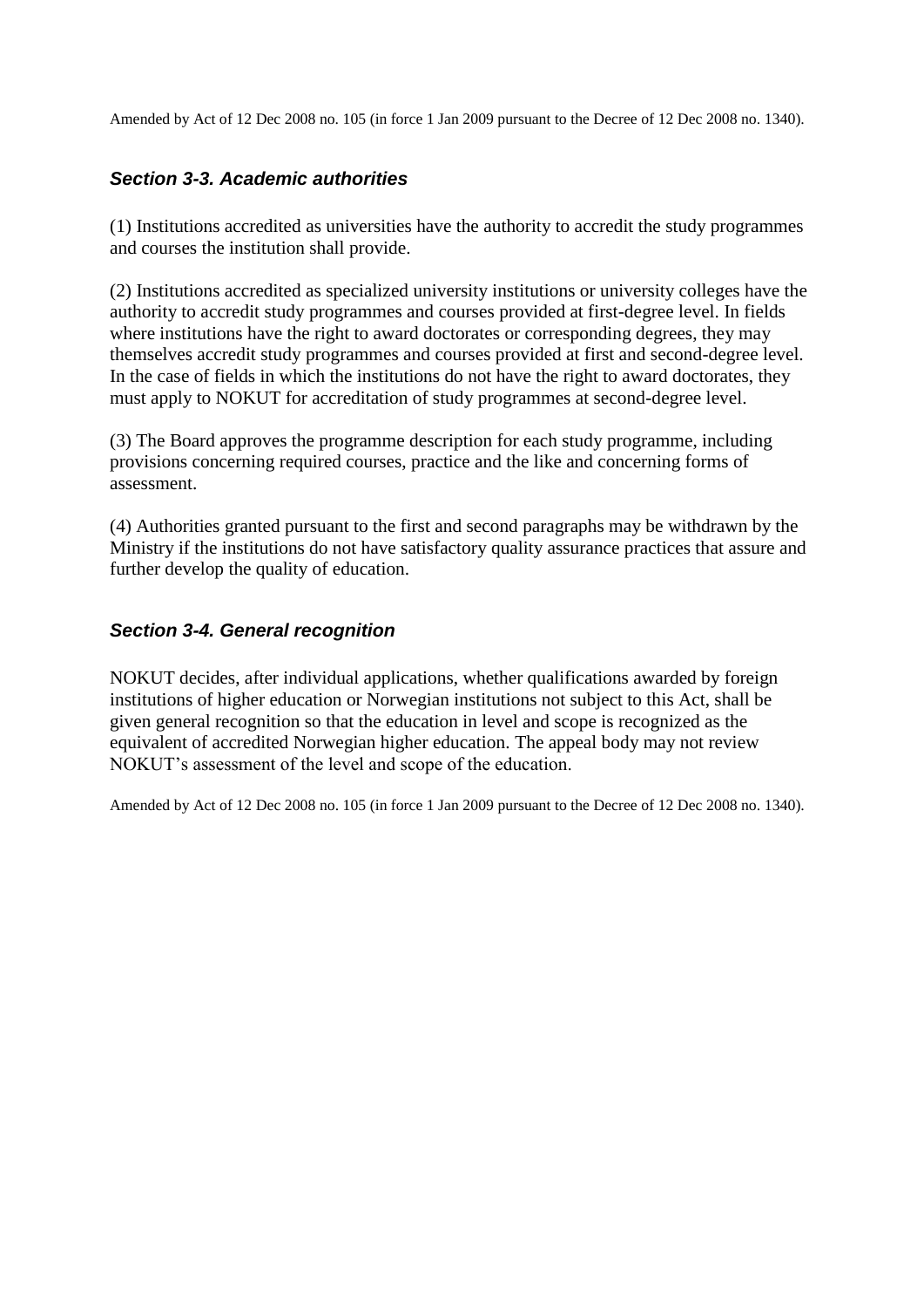Amended by Act of 12 Dec 2008 no. 105 (in force 1 Jan 2009 pursuant to the Decree of 12 Dec 2008 no. 1340).

### *Section 3-3. Academic authorities*

(1) Institutions accredited as universities have the authority to accredit the study programmes and courses the institution shall provide.

(2) Institutions accredited as specialized university institutions or university colleges have the authority to accredit study programmes and courses provided at first-degree level. In fields where institutions have the right to award doctorates or corresponding degrees, they may themselves accredit study programmes and courses provided at first and second-degree level. In the case of fields in which the institutions do not have the right to award doctorates, they must apply to NOKUT for accreditation of study programmes at second-degree level.

(3) The Board approves the programme description for each study programme, including provisions concerning required courses, practice and the like and concerning forms of assessment.

(4) Authorities granted pursuant to the first and second paragraphs may be withdrawn by the Ministry if the institutions do not have satisfactory quality assurance practices that assure and further develop the quality of education.

### *Section 3-4. General recognition*

NOKUT decides, after individual applications, whether qualifications awarded by foreign institutions of higher education or Norwegian institutions not subject to this Act, shall be given general recognition so that the education in level and scope is recognized as the equivalent of accredited Norwegian higher education. The appeal body may not review NOKUT's assessment of the level and scope of the education.

Amended by Act of 12 Dec 2008 no. 105 (in force 1 Jan 2009 pursuant to the Decree of 12 Dec 2008 no. 1340).